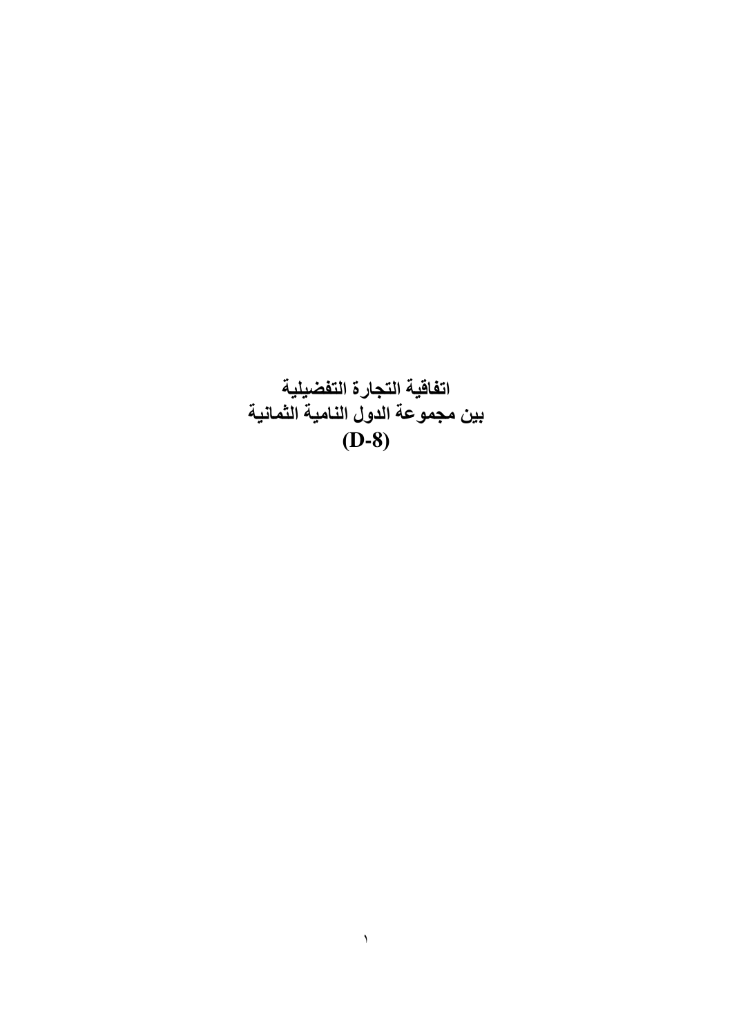# اتفاقية التجارة التفضيلية
# بين مجموعة الدول النامية الثمانية
# (D-8)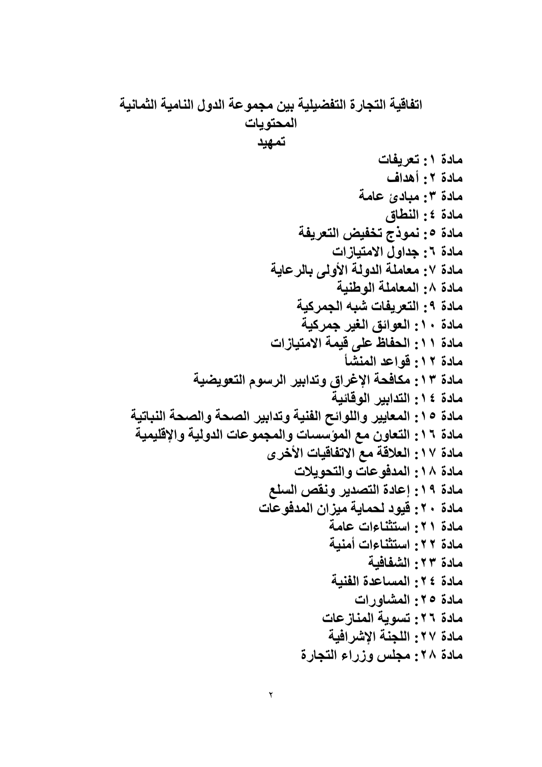# اتفاقية التجارة التفضيلية بين مجموعة الدول النامية الثمانية

## المحتويات

## تمهيد

مادة ١: تعريفات
مادة ٢: أهداف
مادة ٣: مبادئ عامة
مادة ٤: النطاق
مادة ٥: نموذج تخفيض التعريفة
مادة ٦: جداول الامتيازات
مادة ٧: معاملة الدولة الأولى بالرعاية
مادة ٨: المعاملة الوطنية
مادة ٩: التعريفات شبه الجمركية
مادة ١٠: العوائق الغير جمركية
مادة ١١: الحفاظ على قيمة الامتيازات
مادة ١٢: قواعد المنشأ
مادة ١٣: مكافحة الإغراق وتدابير الرسوم التعويضية
مادة ١٤: التدابير الوقائية
مادة ١٥: المعايير واللوائح الفنية وتدابير الصحة والصحة النباتية
مادة ١٦: التعاون مع المؤسسات والمجموعات الدولية والإقليمية
مادة ١٧: العلاقة مع الاتفاقيات الأخرى
مادة ١٨: المدفوعات والتحويلات
مادة ١٩: إعادة التصدير ونقص السلع
مادة ٢٠: قيود لحماية ميزان المدفوعات
مادة ٢١: استثناءات عامة
مادة ٢٢: استثناءات أمنية
مادة ٢٣: الشفافية
مادة ٢٤: المساعدة الفنية
مادة ٢٥: المشاورات
مادة ٢٦: تسوية المنازعات
مادة ٢٧: اللجنة الإشرافية
مادة ٢٨: مجلس وزراء التجارة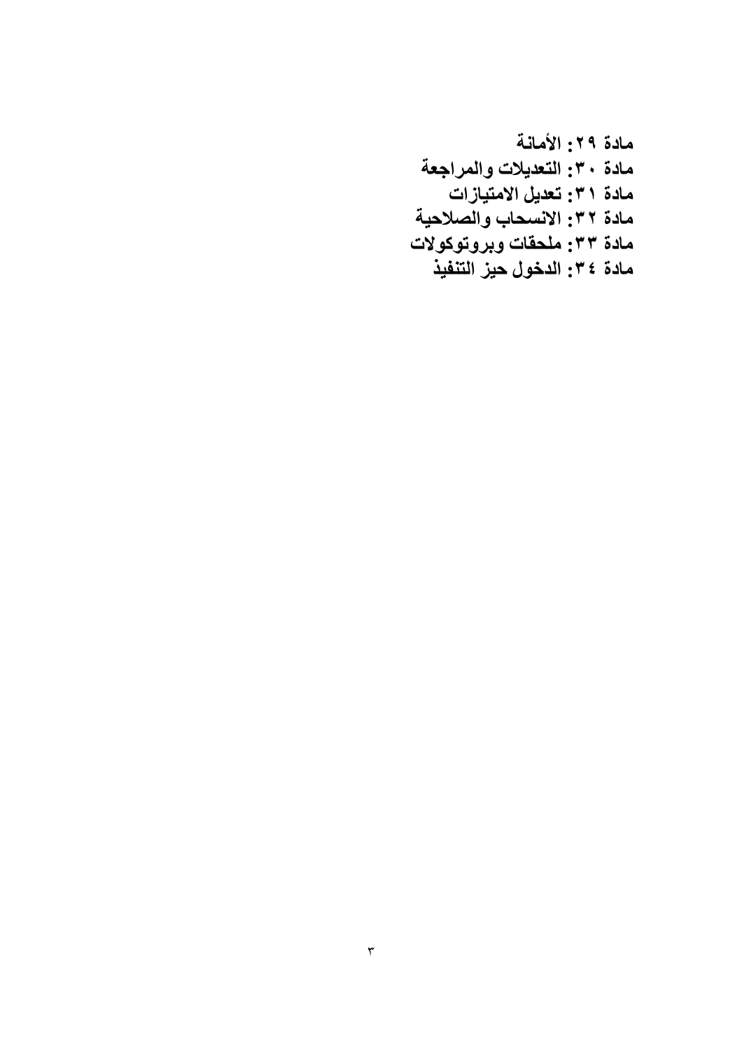**مادة ٢٩: الأمانة**
**مادة ٣٠: التعديلات والمراجعة**
**مادة ٣١: تعديل الامتيازات**
**مادة ٣٢: الانسحاب والصلاحية**
**مادة ٣٣: ملحقات وبروتوكولات**
**مادة ٣٤: الدخول حيز التنفيذ**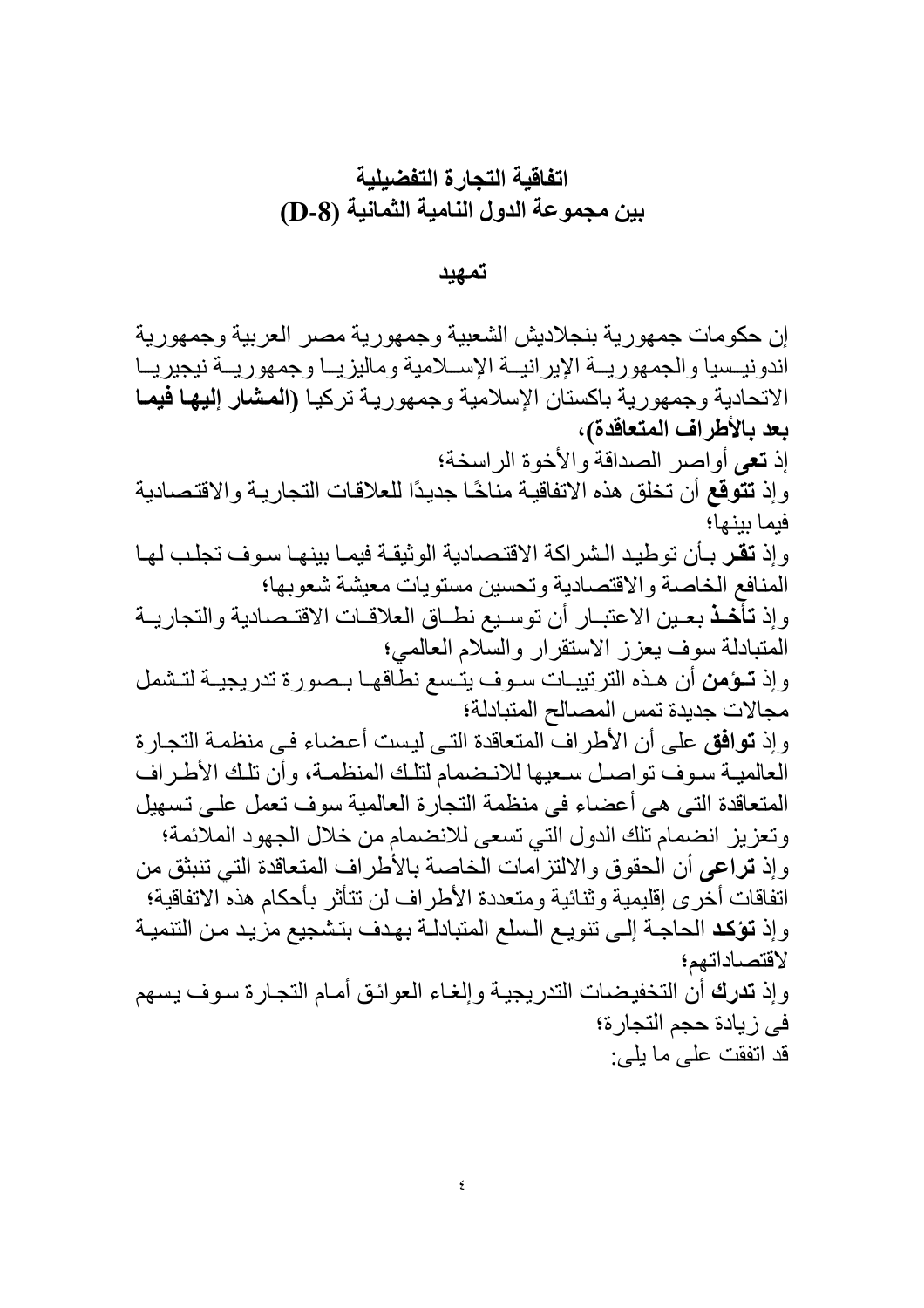# اتفاقية التجارة التفضيلية
# بين مجموعة الدول النامية الثمانية (D-8)

## تمهيد

إن حكومات جمهورية بنجلاديش الشعبية وجمهورية مصر العربية وجمهورية اندونيسيا والجمهورية الإيرانية الإسلامية وماليزيا وجمهورية نيجيريا الاتحادية وجمهورية باكستان الإسلامية وجمهورية تركيا (**المشار إليها فيما بعد بالأطراف المتعاقدة**)،

إذ **تعى** أواصر الصداقة والأخوة الراسخة؛

وإذ **تتوقع** أن تخلق هذه الاتفاقية مناخًا جديدًا للعلاقات التجارية والاقتصادية فيما بينها؛

وإذ **تقر** بأن توطيد الشراكة الاقتصادية الوثيقة فيما بينها سوف تجلب لها المنافع الخاصة والاقتصادية وتحسين مستويات معيشة شعوبها؛

وإذ **تأخذ** بعين الاعتبار أن توسيع نطاق العلاقات الاقتصادية والتجارية المتبادلة سوف يعزز الاستقرار والسلام العالمي؛

وإذ **تؤمن** أن هذه الترتيبات سوف يتسع نطاقها بصورة تدريجية لتشمل مجالات جديدة تمس المصالح المتبادلة؛

وإذ **توافق** على أن الأطراف المتعاقدة التى ليست أعضاء فى منظمة التجارة العالمية سوف تواصل سعيها للانضمام لتلك المنظمة، وأن تلك الأطراف المتعاقدة التى هى أعضاء فى منظمة التجارة العالمية سوف تعمل على تسهيل وتعزيز انضمام تلك الدول التي تسعى للانضمام من خلال الجهود الملائمة؛

وإذ **تراعى** أن الحقوق والالتزامات الخاصة بالأطراف المتعاقدة التي تنبثق من اتفاقات أخرى إقليمية وثنائية ومتعددة الأطراف لن تتأثر بأحكام هذه الاتفاقية؛

وإذ **تؤكد** الحاجة إلى تنويع السلع المتبادلة بهدف بتشجيع مزيد من التنمية لاقتصاداتهم؛

وإذ **تدرك** أن التخفيضات التدريجية وإلغاء العوائق أمام التجارة سوف يسهم فى زيادة حجم التجارة؛

قد اتفقت على ما يلى: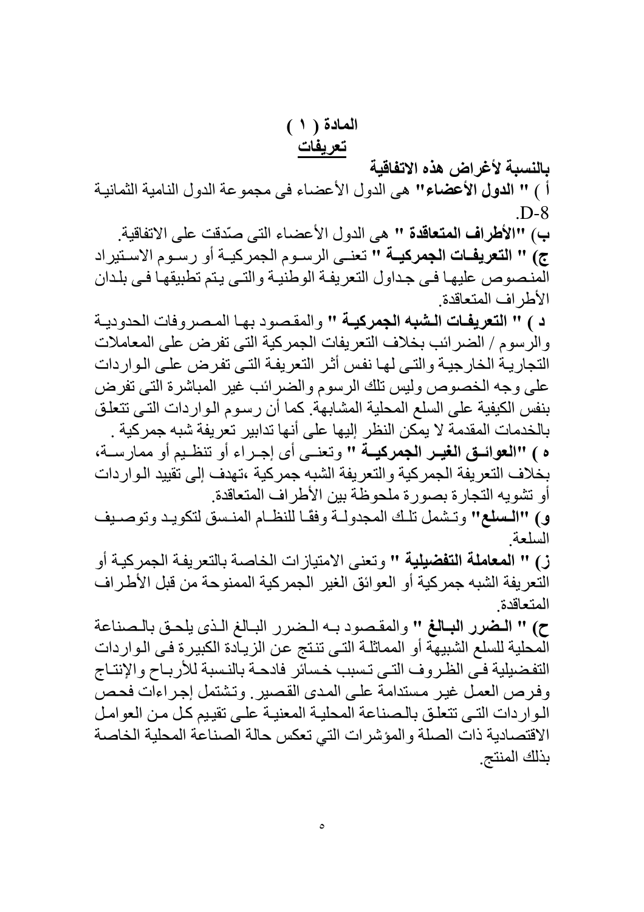## المادة ( ١ )
## تعريفات

**بالنسبة لأغراض هذه الاتفاقية**

أ ) **" الدول الأعضاء"** هى الدول الأعضاء فى مجموعة الدول النامية الثمانية D-8.

ب) **"الأطراف المتعاقدة "** هى الدول الأعضاء التى صدّقت على الاتفاقية.

ج) **" التعريفات الجمركية "** تعنى الرسوم الجمركية أو رسوم الاستيراد المنصوص عليها فى جداول التعريفة الوطنية والتى يتم تطبيقها فى بلدان الأطراف المتعاقدة.

د ) **" التعريفات الشبه الجمركية "** والمقصود بها المصروفات الحدودية والرسوم / الضرائب بخلاف التعريفات الجمركية التى تفرض على المعاملات التجارية الخارجية والتى لها نفس أثر التعريفة التى تفرض على الواردات على وجه الخصوص وليس تلك الرسوم والضرائب غير المباشرة التى تفرض بنفس الكيفية على السلع المحلية المشابهة. كما أن رسوم الواردات التى تتعلق بالخدمات المقدمة لا يمكن النظر إليها على أنها تدابير تعريفة شبه جمركية .

ه ) **"العوائق الغير الجمركية "** وتعنى أى إجراء أو تنظيم أو ممارسة، بخلاف التعريفة الجمركية والتعريفة الشبه جمركية ،تهدف إلى تقييد الواردات أو تشويه التجارة بصورة ملحوظة بين الأطراف المتعاقدة.

و) **"السلع"** وتشمل تلك المجدولة وفقًا للنظام المنسق لتكويد وتوصيف السلعة.

ز) **" المعاملة التفضيلية "** وتعنى الامتيازات الخاصة بالتعريفة الجمركية أو التعريفة الشبه جمركية أو العوائق الغير الجمركية الممنوحة من قبل الأطراف المتعاقدة.

ح) **" الضرر البالغ "** والمقصود به الضرر البالغ الذى يلحق بالصناعة المحلية للسلع الشبيهة أو المماثلة التى تنتج عن الزيادة الكبيرة فى الواردات التفضيلية فى الظروف التى تسبب خسائر فادحة بالنسبة للأرباح والإنتاج وفرص العمل غير مستدامة على المدى القصير. وتشتمل إجراءات فحص الواردات التى تتعلق بالصناعة المحلية المعنية على تقييم كل من العوامل الاقتصادية ذات الصلة والمؤشرات التي تعكس حالة الصناعة المحلية الخاصة بذلك المنتج.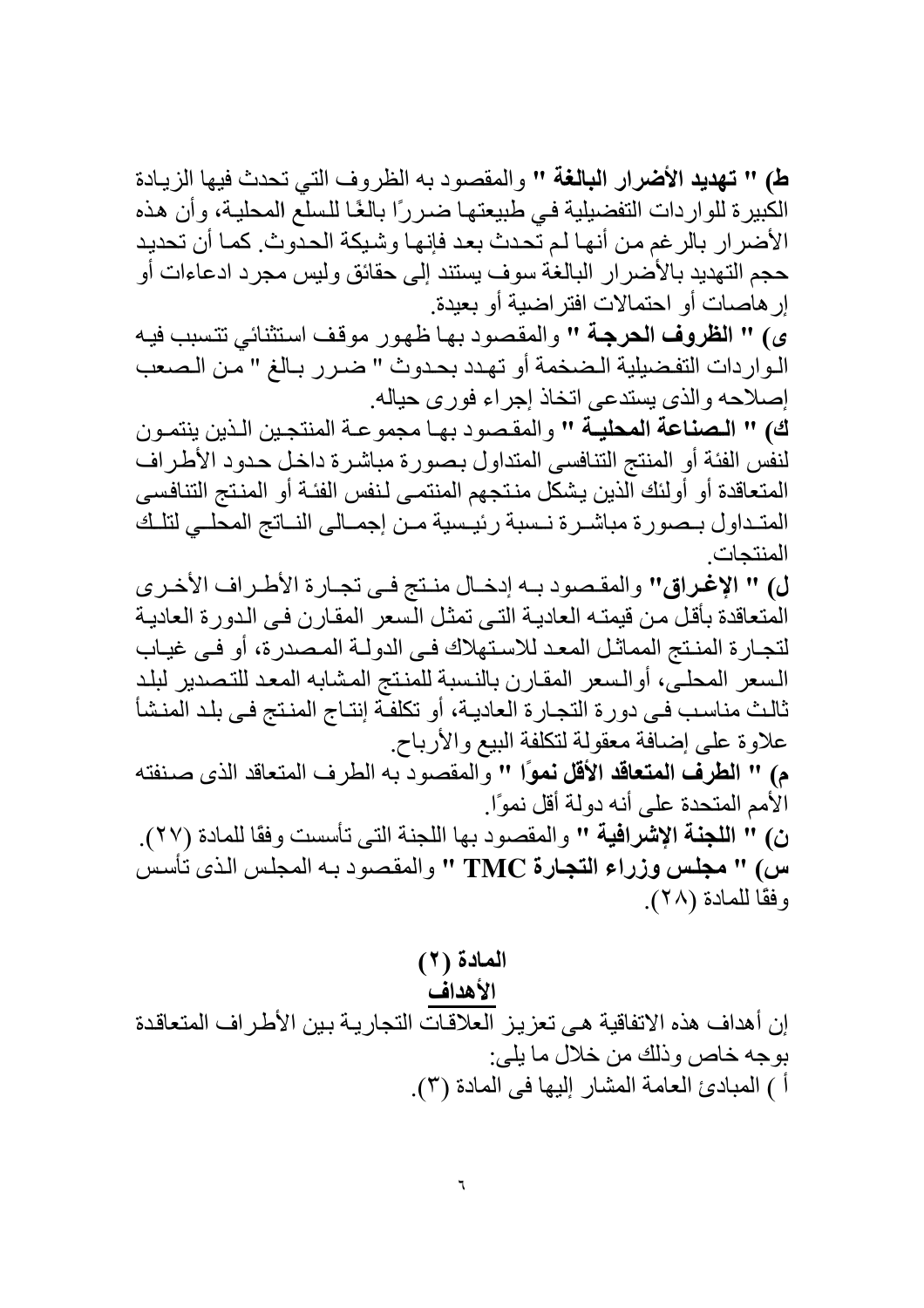**ط) " تهديد الأضرار البالغة "** والمقصود به الظروف التي تحدث فيها الزيادة الكبيرة للواردات التفضيلية في طبيعتها ضررًا بالغًا للسلع المحلية، وأن هذه الأضرار بالرغم من أنها لم تحدث بعد فإنها وشيكة الحدوث. كما أن تحديد حجم التهديد بالأضرار البالغة سوف يستند إلى حقائق وليس مجرد ادعاءات أو إرهاصات أو احتمالات افتراضية أو بعيدة.

**ى) " الظروف الحرجة "** والمقصود بها ظهور موقف استثنائي تتسبب فيه الواردات التفضيلية الضخمة أو تهدد بحدوث " ضرر بالغ " من الصعب إصلاحه والذى يستدعى اتخاذ إجراء فورى حياله.

**ك) " الصناعة المحلية "** والمقصود بها مجموعة المنتجين الذين ينتمون لنفس الفئة أو المنتج التنافسى المتداول بصورة مباشرة داخل حدود الأطراف المتعاقدة أو أولئك الذين يشكل منتجهم المنتمى لنفس الفئة أو المنتج التنافسى المتداول بصورة مباشرة نسبة رئيسية من إجمالى الناتج المحلي لتلك المنتجات.

**ل) " الإغراق"** والمقصود به إدخال منتج فى تجارة الأطراف الأخرى المتعاقدة بأقل من قيمته العادية التى تمثل السعر المقارن فى الدورة العادية لتجارة المنتج المماثل المعد للاستهلاك فى الدولة المصدرة، أو فى غياب السعر المحلى، أوالسعر المقارن بالنسبة للمنتج المشابه المعد للتصدير لبلد ثالث مناسب فى دورة التجارة العادية، أو تكلفة إنتاج المنتج فى بلد المنشأ علاوة على إضافة معقولة لتكلفة البيع والأرباح.

**م) " الطرف المتعاقد الأقل نموًا "** والمقصود به الطرف المتعاقد الذى صنفته الأمم المتحدة على أنه دولة أقل نموًا.

**ن) " اللجنة الإشرافية "** والمقصود بها اللجنة التى تأسست وفقًا للمادة (٢٧).

**س) " مجلس وزراء التجارة TMC "** والمقصود به المجلس الذى تأسس وفقًا للمادة (٢٨).

## المادة (٢)
## الأهداف

إن أهداف هذه الاتفاقية هى تعزيز العلاقات التجارية بين الأطراف المتعاقدة بوجه خاص وذلك من خلال ما يلى:

أ ) المبادئ العامة المشار إليها فى المادة (٣).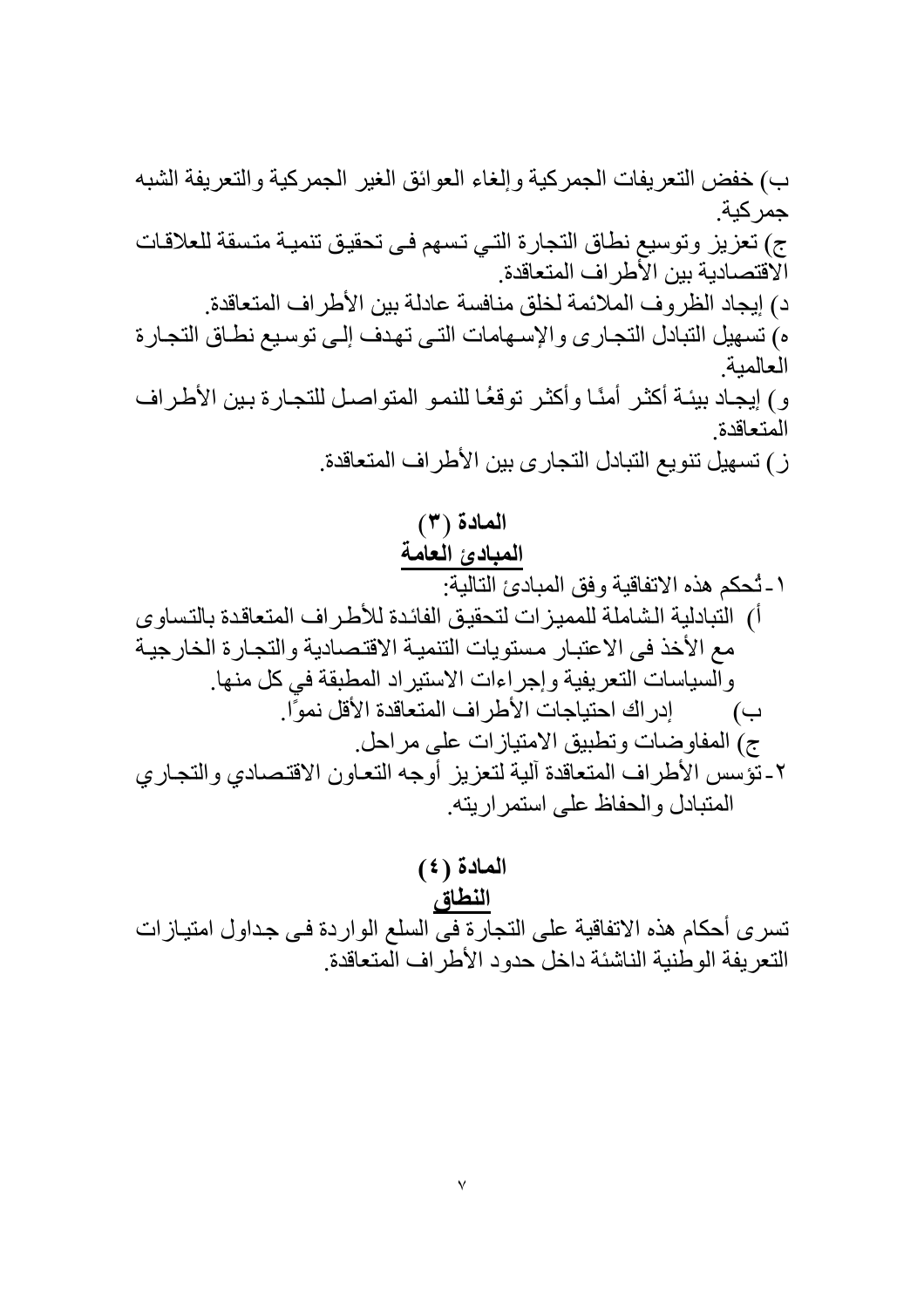ب) خفض التعريفات الجمركية وإلغاء العوائق الغير الجمركية والتعريفة الشبه جمركية.

ج) تعزيز وتوسيع نطاق التجارة التي تسهم فى تحقيق تنمية متسقة للعلاقات الاقتصادية بين الأطراف المتعاقدة.

د) إيجاد الظروف الملائمة لخلق منافسة عادلة بين الأطراف المتعاقدة.

ه) تسهيل التبادل التجارى والإسهامات التى تهدف إلى توسيع نطاق التجارة العالمية.

و) إيجاد بيئة أكثر أمنًا وأكثر توقعًا للنمو المتواصل للتجارة بين الأطراف المتعاقدة.

ز) تسهيل تنويع التبادل التجارى بين الأطراف المتعاقدة.

## المادة (٣)

## المبادئ العامة

١- تُحكم هذه الاتفاقية وفق المبادئ التالية:

أ) التبادلية الشاملة للمميزات لتحقيق الفائدة للأطراف المتعاقدة بالتساوى مع الأخذ فى الاعتبار مستويات التنمية الاقتصادية والتجارة الخارجية والسياسات التعريفية وإجراءات الاستيراد المطبقة في كل منها.

ب) إدراك احتياجات الأطراف المتعاقدة الأقل نموًا.

ج) المفاوضات وتطبيق الامتيازات على مراحل.

٢- تؤسس الأطراف المتعاقدة آلية لتعزيز أوجه التعاون الاقتصادي والتجاري المتبادل والحفاظ على استمراريته.

## المادة (٤)

## النطاق

تسرى أحكام هذه الاتفاقية على التجارة فى السلع الواردة فى جداول امتيازات التعريفة الوطنية الناشئة داخل حدود الأطراف المتعاقدة.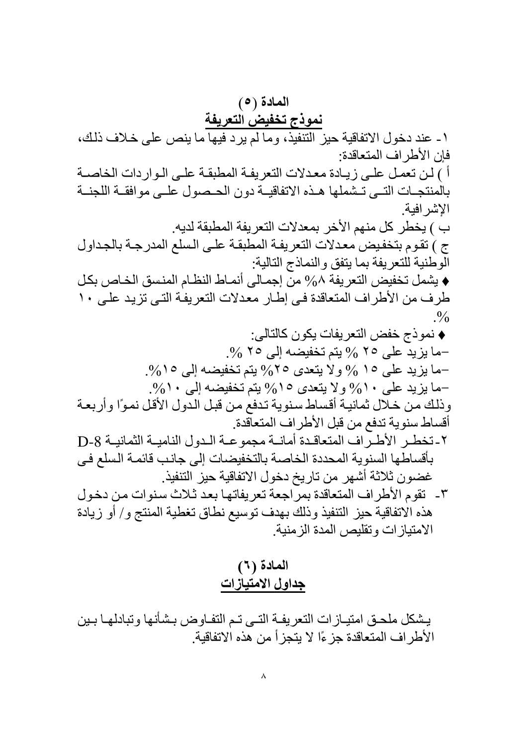## المادة (٥)
## نموذج تخفيض التعريفة

١- عند دخول الاتفاقية حيز التنفيذ، وما لم يرد فيها ما ينص على خلاف ذلك، فإن الأطراف المتعاقدة:

أ ) لن تعمل على زيادة معدلات التعريفة المطبقة على الواردات الخاصة بالمنتجات التى تشملها هذه الاتفاقية دون الحصول على موافقة اللجنة الإشرافية.

ب ) يخطر كل منهم الأخر بمعدلات التعريفة المطبقة لديه.

ج ) تقوم بتخفيض معدلات التعريفة المطبقة على السلع المدرجة بالجداول الوطنية للتعريفة بما يتفق والنماذج التالية:

♦ يشمل تخفيض التعريفة ٨% من إجمالى أنماط النظام المنسق الخاص بكل طرف من الأطراف المتعاقدة فى إطار معدلات التعريفة التى تزيد على ١٠ %.

♦ نموذج خفض التعريفات يكون كالتالى:

-ما يزيد على ٢٥ % يتم تخفيضه إلى ٢٥ %.

-ما يزيد على ١٥ % ولا يتعدى ٢٥% يتم تخفيضه إلى ١٥%.

-ما يزيد على ١٠% ولا يتعدى ١٥% يتم تخفيضه إلى ١٠%.

وذلك من خلال ثمانية أقساط سنوية تدفع من قبل الدول الأقل نموًا وأربعة أقساط سنوية تدفع من قبل الأطراف المتعاقدة.

٢- تخطر الأطراف المتعاقدة أمانة مجموعة الدول النامية الثمانية D-8 بأقساطها السنوية المحددة الخاصة بالتخفيضات إلى جانب قائمة السلع فى غضون ثلاثة أشهر من تاريخ دخول الاتفاقية حيز التنفيذ.

٣- تقوم الأطراف المتعاقدة بمراجعة تعريفاتها بعد ثلاث سنوات من دخول هذه الاتفاقية حيز التنفيذ وذلك بهدف توسيع نطاق تغطية المنتج و/ أو زيادة الامتيازات وتقليص المدة الزمنية.

## المادة (٦)
## جداول الامتيازات

يشكل ملحق امتيازات التعريفة التى تم التفاوض بشأنها وتبادلها بين الأطراف المتعاقدة جزءًا لا يتجزأ من هذه الاتفاقية.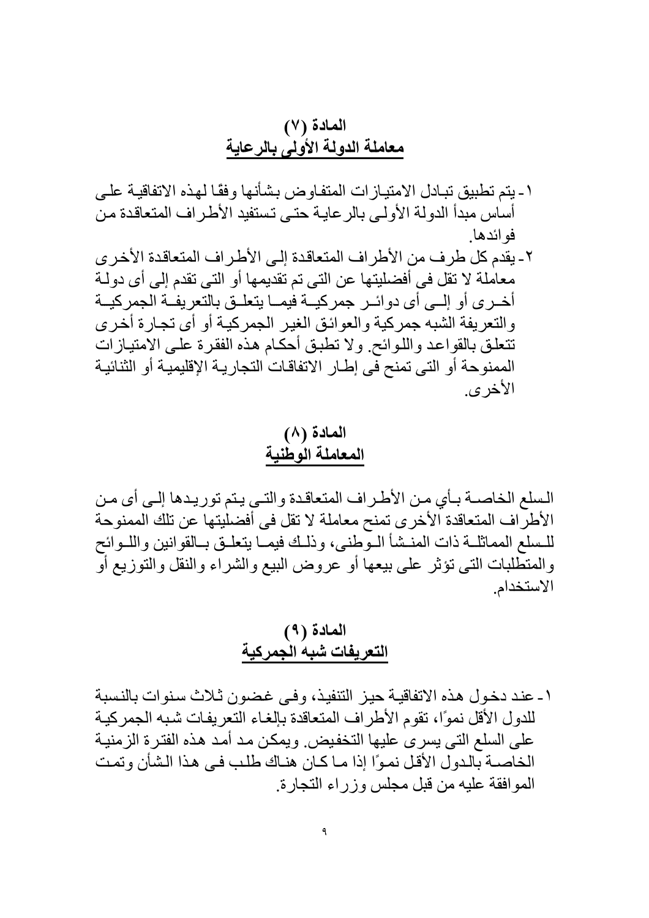## المادة (٧)
## معاملة الدولة الأولى بالرعاية

١- يتم تطبيق تبادل الامتيازات المتفاوض بشأنها وفقًا لهذه الاتفاقية على أساس مبدأ الدولة الأولى بالرعاية حتى تستفيد الأطراف المتعاقدة من فوائدها.

٢- يقدم كل طرف من الأطراف المتعاقدة إلى الأطراف المتعاقدة الأخرى معاملة لا تقل فى أفضليتها عن التى تم تقديمها أو التى تقدم إلى أى دولة أخرى أو إلى أى دوائر جمركية فيما يتعلق بالتعريفة الجمركية والتعريفة الشبه جمركية والعوائق الغير الجمركية أو أى تجارة أخرى تتعلق بالقواعد واللوائح. ولا تطبق أحكام هذه الفقرة على الامتيازات الممنوحة أو التى تمنح فى إطار الاتفاقات التجارية الإقليمية أو الثنائية الأخرى.

## المادة (٨)
## المعاملة الوطنية

السلع الخاصة بأي من الأطراف المتعاقدة والتى يتم توريدها إلى أى من الأطراف المتعاقدة الأخرى تمنح معاملة لا تقل فى أفضليتها عن تلك الممنوحة للسلع المماثلة ذات المنشأ الوطنى، وذلك فيما يتعلق بالقوانين واللوائح والمتطلبات التى تؤثر على بيعها أو عروض البيع والشراء والنقل والتوزيع أو الاستخدام.

## المادة (٩)
## التعريفات شبه الجمركية

١- عند دخول هذه الاتفاقية حيز التنفيذ، وفى غضون ثلاث سنوات بالنسبة للدول الأقل نموًا، تقوم الأطراف المتعاقدة بإلغاء التعريفات شبه الجمركية على السلع التى يسرى عليها التخفيض. ويمكن مد أمد هذه الفترة الزمنية الخاصة بالدول الأقل نموًا إذا ما كان هناك طلب فى هذا الشأن وتمت الموافقة عليه من قبل مجلس وزراء التجارة.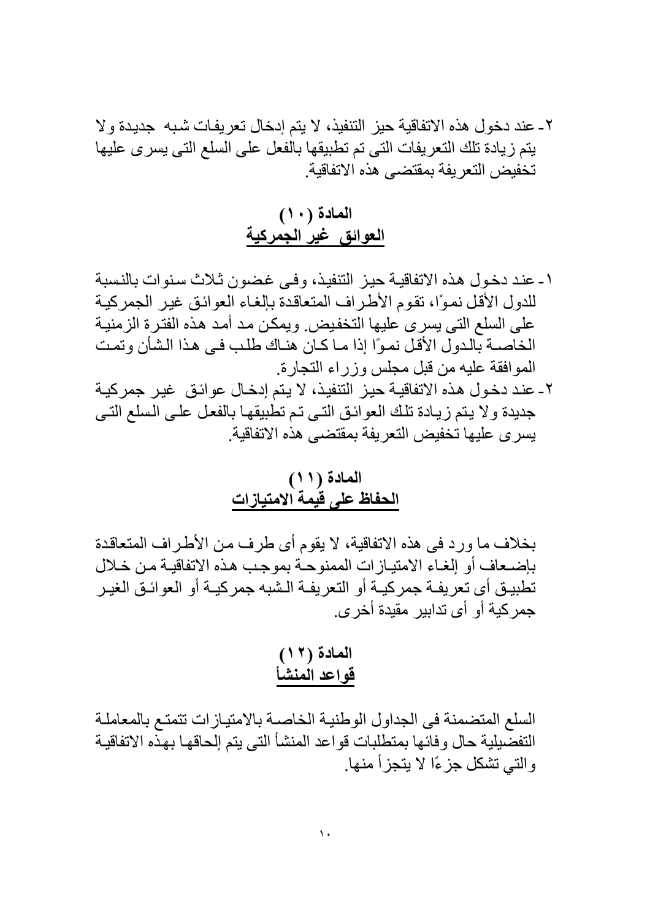٢- عند دخول هذه الاتفاقية حيز التنفيذ، لا يتم إدخال تعريفات شبه جديدة ولا يتم زيادة تلك التعريفات التى تم تطبيقها بالفعل على السلع التى يسرى عليها تخفيض التعريفة بمقتضى هذه الاتفاقية.

## المادة (١٠)
## العوائق غير الجمركية

١- عند دخول هذه الاتفاقية حيز التنفيذ، وفى غضون ثلاث سنوات بالنسبة للدول الأقل نموًا، تقوم الأطراف المتعاقدة بإلغاء العوائق غير الجمركية على السلع التى يسرى عليها التخفيض. ويمكن مد أمد هذه الفترة الزمنية الخاصة بالدول الأقل نموًا إذا ما كان هناك طلب فى هذا الشأن وتمت الموافقة عليه من قبل مجلس وزراء التجارة.

٢- عند دخول هذه الاتفاقية حيز التنفيذ، لا يتم إدخال عوائق غير جمركية جديدة ولا يتم زيادة تلك العوائق التى تم تطبيقها بالفعل على السلع التى يسرى عليها تخفيض التعريفة بمقتضى هذه الاتفاقية.

## المادة (١١)
## الحفاظ على قيمة الامتيازات

بخلاف ما ورد فى هذه الاتفاقية، لا يقوم أى طرف من الأطراف المتعاقدة بإضعاف أو إلغاء الامتيازات الممنوحة بموجب هذه الاتفاقية من خلال تطبيق أى تعريفة جمركية أو التعريفة الشبه جمركية أو العوائق الغير جمركية أو أى تدابير مقيدة أخرى.

## المادة (١٢)
## قواعد المنشأ

السلع المتضمنة فى الجداول الوطنية الخاصة بالامتيازات تتمتع بالمعاملة التفضيلية حال وفائها بمتطلبات قواعد المنشأ التى يتم إلحاقها بهذه الاتفاقية والتي تشكل جزءًا لا يتجزأ منها.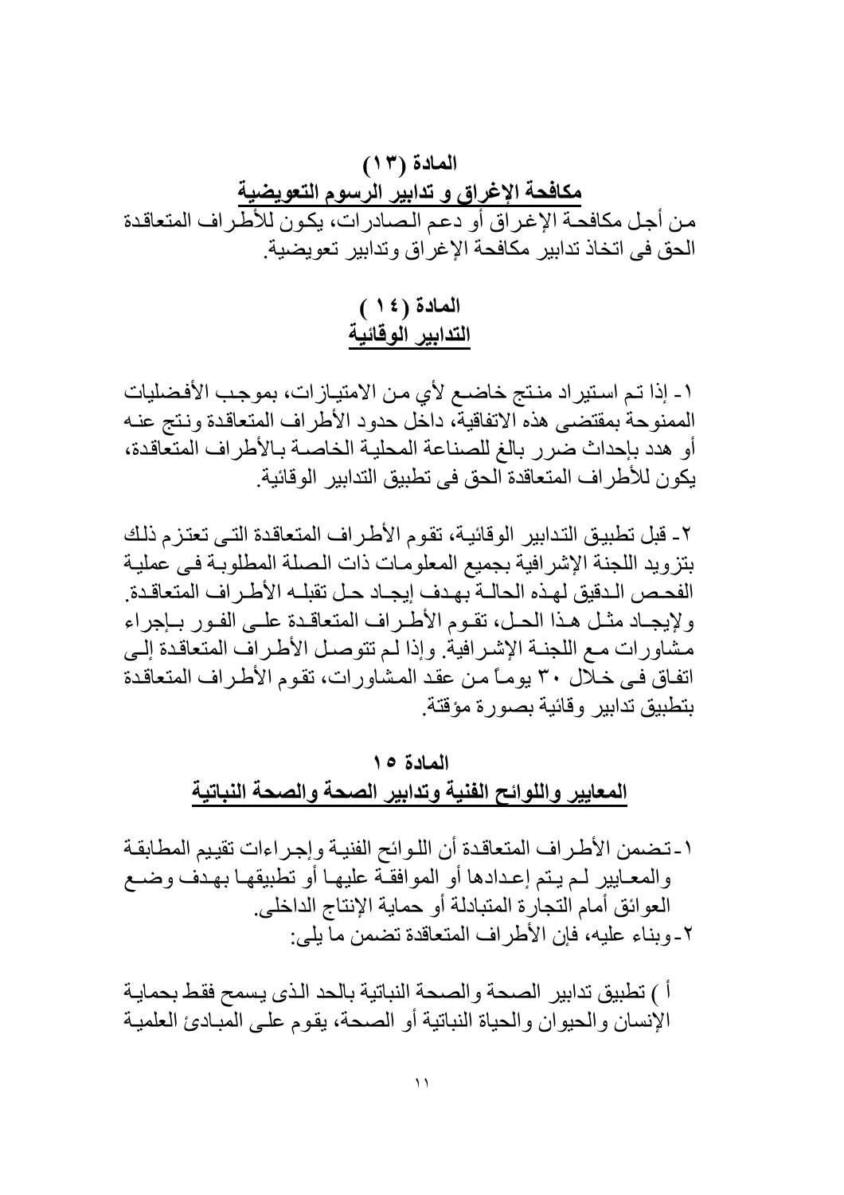## المادة (١٣)

## مكافحة الإغراق و تدابير الرسوم التعويضية

من أجل مكافحة الإغراق أو دعم الصادرات، يكون للأطراف المتعاقدة الحق فى اتخاذ تدابير مكافحة الإغراق وتدابير تعويضية.

## المادة (١٤)

## التدابير الوقائية

١- إذا تم استيراد منتج خاضع لأي من الامتيازات، بموجب الأفضليات الممنوحة بمقتضى هذه الاتفاقية، داخل حدود الأطراف المتعاقدة ونتج عنه أو هدد بإحداث ضرر بالغ للصناعة المحلية الخاصة بالأطراف المتعاقدة، يكون للأطراف المتعاقدة الحق فى تطبيق التدابير الوقائية.

٢- قبل تطبيق التدابير الوقائية، تقوم الأطراف المتعاقدة التى تعتزم ذلك بتزويد اللجنة الإشرافية بجميع المعلومات ذات الصلة المطلوبة فى عملية الفحص الدقيق لهذه الحالة بهدف إيجاد حل تقبله الأطراف المتعاقدة. ولإيجاد مثل هذا الحل، تقوم الأطراف المتعاقدة على الفور بإجراء مشاورات مع اللجنة الإشرافية. وإذا لم تتوصل الأطراف المتعاقدة إلى اتفاق فى خلال ٣٠ يوماً من عقد المشاورات، تقوم الأطراف المتعاقدة بتطبيق تدابير وقائية بصورة مؤقتة.

## المادة ١٥

## المعايير واللوائح الفنية وتدابير الصحة والصحة النباتية

١- تضمن الأطراف المتعاقدة أن اللوائح الفنية وإجراءات تقييم المطابقة والمعايير لم يتم إعدادها أو الموافقة عليها أو تطبيقها بهدف وضع العوائق أمام التجارة المتبادلة أو حماية الإنتاج الداخلى.

٢- وبناء عليه، فإن الأطراف المتعاقدة تضمن ما يلى:

أ ) تطبيق تدابير الصحة والصحة النباتية بالحد الذى يسمح فقط بحماية الإنسان والحيوان والحياة النباتية أو الصحة، يقوم على المبادئ العلمية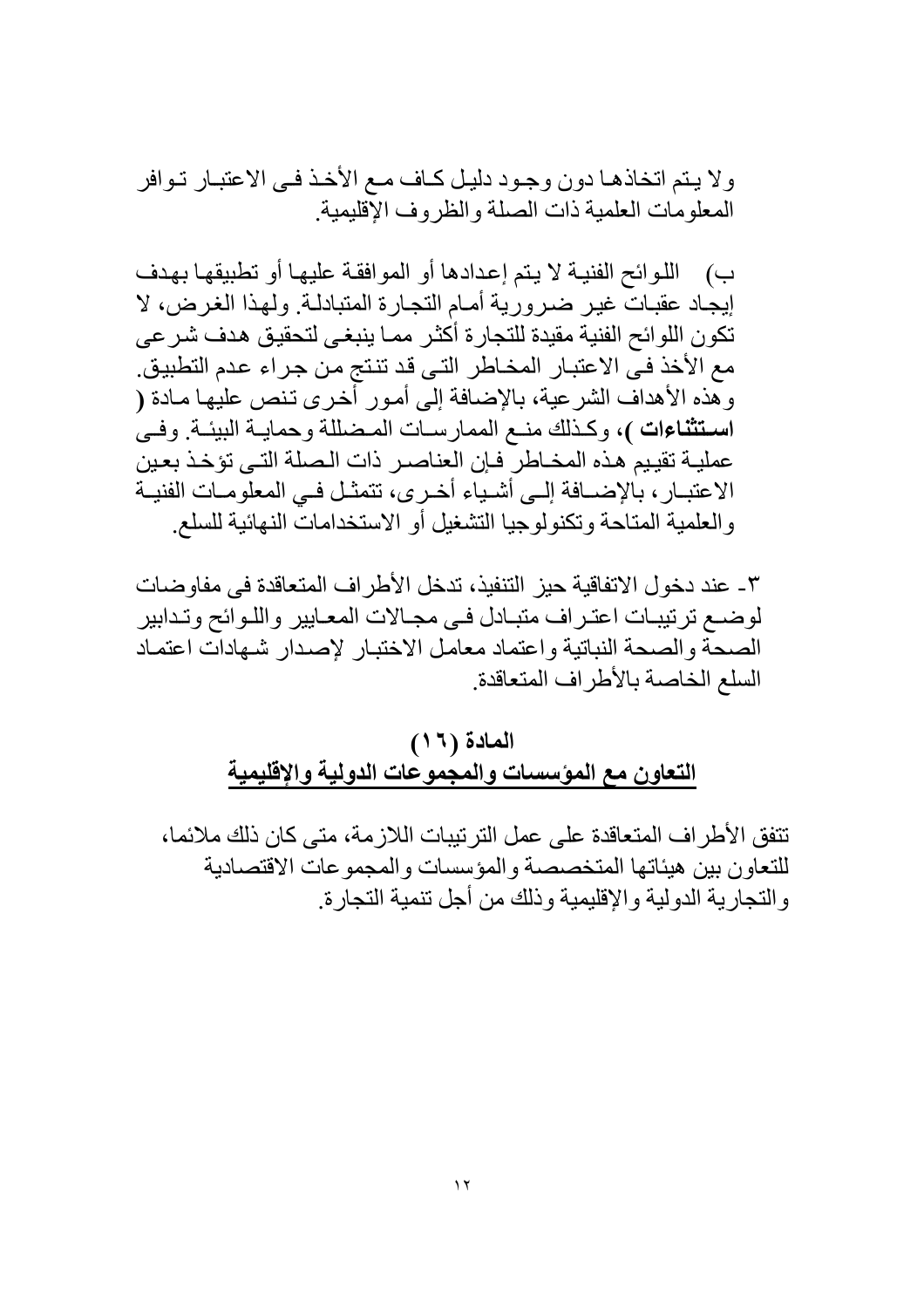ولا يتم اتخاذها دون وجود دليل كاف مع الأخذ فى الاعتبار توافر المعلومات العلمية ذات الصلة والظروف الإقليمية.

ب) اللوائح الفنية لا يتم إعدادها أو الموافقة عليها أو تطبيقها بهدف إيجاد عقبات غير ضرورية أمام التجارة المتبادلة. ولهذا الغرض، لا تكون اللوائح الفنية مقيدة للتجارة أكثر مما ينبغى لتحقيق هدف شرعى مع الأخذ فى الاعتبار المخاطر التى قد تنتج من جراء عدم التطبيق. وهذه الأهداف الشرعية، بالإضافة إلى أمور أخرى تنص عليها مادة ( **استثناءات** )، وكذلك منع الممارسات المضللة وحماية البيئة. وفى عملية تقييم هذه المخاطر فإن العناصر ذات الصلة التى تؤخذ بعين الاعتبار، بالإضافة إلى أشياء أخرى، تتمثل فى المعلومات الفنية والعلمية المتاحة وتكنولوجيا التشغيل أو الاستخدامات النهائية للسلع.

٣- عند دخول الاتفاقية حيز التنفيذ، تدخل الأطراف المتعاقدة فى مفاوضات لوضع ترتيبات اعتراف متبادل فى مجالات المعايير واللوائح وتدابير الصحة والصحة النباتية واعتماد معامل الاختبار لإصدار شهادات اعتماد السلع الخاصة بالأطراف المتعاقدة.

## المادة (١٦)
## التعاون مع المؤسسات والمجموعات الدولية والإقليمية

تتفق الأطراف المتعاقدة على عمل الترتيبات اللازمة، متى كان ذلك ملائما، للتعاون بين هيئاتها المتخصصة والمؤسسات والمجموعات الاقتصادية والتجارية الدولية والإقليمية وذلك من أجل تنمية التجارة.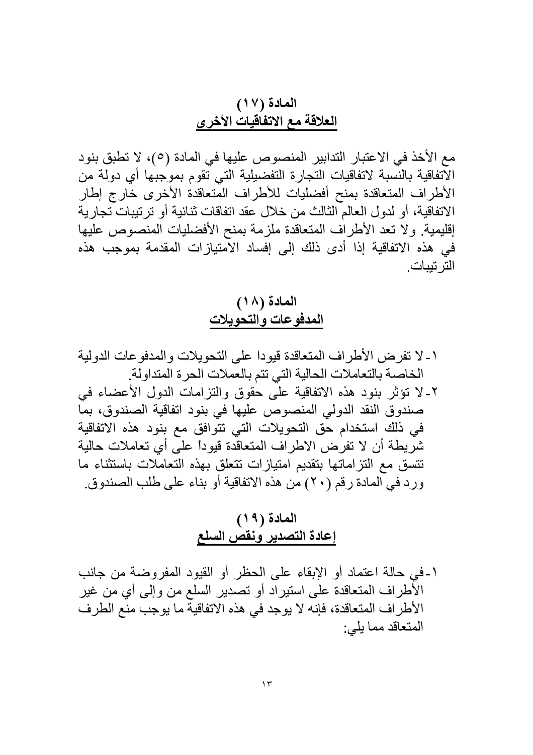## المادة (١٧)
## العلاقة مع الاتفاقيات الأخرى

مع الأخذ في الاعتبار التدابير المنصوص عليها في المادة (٥)، لا تطبق بنود الاتفاقية بالنسبة لاتفاقيات التجارة التفضيلية التي تقوم بموجبها أي دولة من الأطراف المتعاقدة بمنح أفضليات للأطراف المتعاقدة الأخرى خارج إطار الاتفاقية، أو لدول العالم الثالث من خلال عقد اتفاقات ثنائية أو ترتيبات تجارية إقليمية. ولا تعد الأطراف المتعاقدة ملزمة بمنح الأفضليات المنصوص عليها في هذه الاتفاقية إذا أدى ذلك إلى إفساد الامتيازات المقدمة بموجب هذه الترتيبات.

## المادة (١٨)
## المدفوعات والتحويلات

١- لا تفرض الأطراف المتعاقدة قيودا على التحويلات والمدفوعات الدولية الخاصة بالتعاملات الحالية التي تتم بالعملات الحرة المتداولة.
٢- لا تؤثر بنود هذه الاتفاقية على حقوق والتزامات الدول الأعضاء في صندوق النقد الدولي المنصوص عليها في بنود اتفاقية الصندوق، بما في ذلك استخدام حق التحويلات التي تتوافق مع بنود هذه الاتفاقية شريطة أن لا تفرض الاطراف المتعاقدة قيوداً على أي تعاملات حالية تتسق مع التزاماتها بتقديم امتيازات تتعلق بهذه التعاملات باستثناء ما ورد في المادة رقم (٢٠) من هذه الاتفاقية أو بناء على طلب الصندوق.

## المادة (١٩)
## إعادة التصدير ونقص السلع

١- في حالة اعتماد أو الإبقاء على الحظر أو القيود المفروضة من جانب الأطراف المتعاقدة على استيراد أو تصدير السلع من وإلى أي من غير الأطراف المتعاقدة، فإنه لا يوجد في هذه الاتفاقية ما يوجب منع الطرف المتعاقد مما يلي: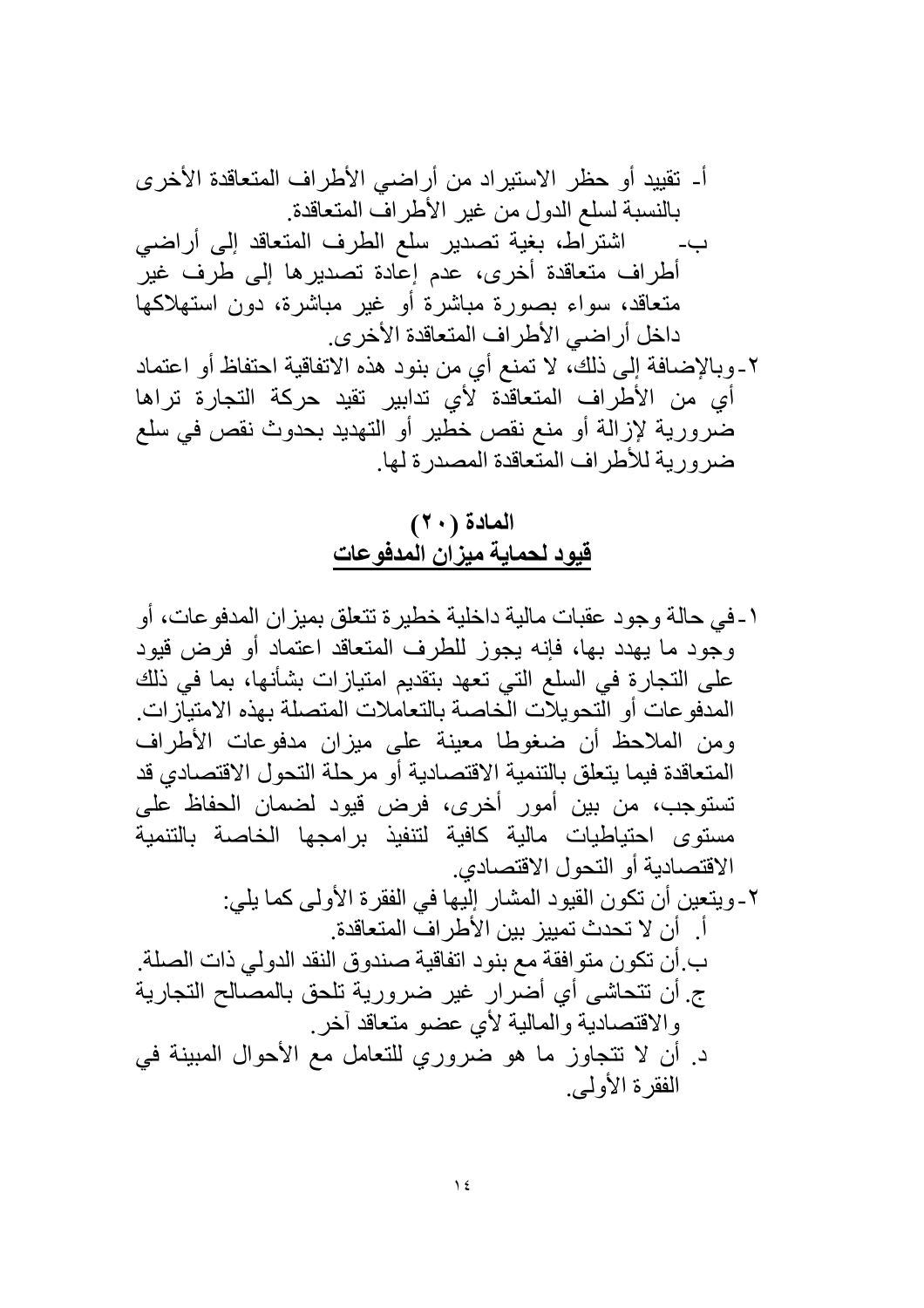أ- تقييد أو حظر الاستيراد من أراضي الأطراف المتعاقدة الأخرى بالنسبة لسلع الدول من غير الأطراف المتعاقدة.

ب- اشتراط، بغية تصدير سلع الطرف المتعاقد إلى أراضي أطراف متعاقدة أخرى، عدم إعادة تصديرها إلى طرف غير متعاقد، سواء بصورة مباشرة أو غير مباشرة، دون استهلاكها داخل أراضي الأطراف المتعاقدة الأخرى.

٢- وبالإضافة إلى ذلك، لا تمنع أي من بنود هذه الاتفاقية احتفاظ أو اعتماد أي من الأطراف المتعاقدة لأي تدابير تقيد حركة التجارة تراها ضرورية لإزالة أو منع نقص خطير أو التهديد بحدوث نقص في سلع ضرورية للأطراف المتعاقدة المصدرة لها.

## المادة (٢٠)
## قيود لحماية ميزان المدفوعات

١- في حالة وجود عقبات مالية داخلية خطيرة تتعلق بميزان المدفوعات، أو وجود ما يهدد بها، فإنه يجوز للطرف المتعاقد اعتماد أو فرض قيود على التجارة في السلع التي تعهد بتقديم امتيازات بشأنها، بما في ذلك المدفوعات أو التحويلات الخاصة بالتعاملات المتصلة بهذه الامتيازات. ومن الملاحظ أن ضغوطا معينة على ميزان مدفوعات الأطراف المتعاقدة فيما يتعلق بالتنمية الاقتصادية أو مرحلة التحول الاقتصادي قد تستوجب، من بين أمور أخرى، فرض قيود لضمان الحفاظ على مستوى احتياطيات مالية كافية لتنفيذ برامجها الخاصة بالتنمية الاقتصادية أو التحول الاقتصادي.

٢- ويتعين أن تكون القيود المشار إليها في الفقرة الأولى كما يلي:

أ. أن لا تحدث تمييز بين الأطراف المتعاقدة.

ب. أن تكون متوافقة مع بنود اتفاقية صندوق النقد الدولي ذات الصلة.

ج. أن تتحاشى أي أضرار غير ضرورية تلحق بالمصالح التجارية والاقتصادية والمالية لأي عضو متعاقد آخر.

د. أن لا تتجاوز ما هو ضروري للتعامل مع الأحوال المبينة في الفقرة الأولى.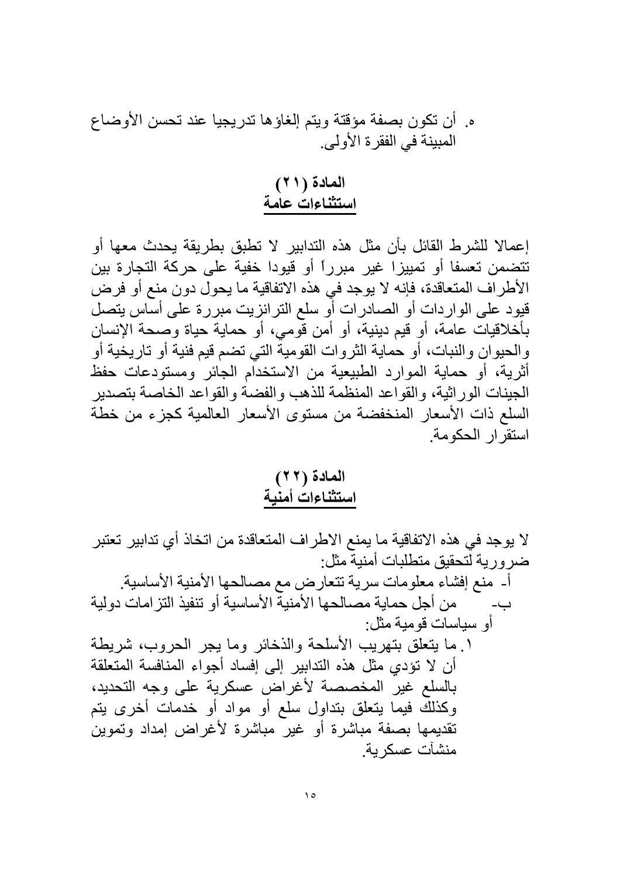هـ. أن تكون بصفة مؤقتة ويتم إلغاؤها تدريجيا عند تحسن الأوضاع المبينة في الفقرة الأولى.

## المادة (٢١)
## استثناءات عامة

إعمالا للشرط القائل بأن مثل هذه التدابير لا تطبق بطريقة يحدث معها أو تتضمن تعسفا أو تمييزا غير مبرراً أو قيودا خفية على حركة التجارة بين الأطراف المتعاقدة، فإنه لا يوجد في هذه الاتفاقية ما يحول دون منع أو فرض قيود على الواردات أو الصادرات أو سلع الترانزيت مبررة على أساس يتصل بأخلاقيات عامة، أو قيم دينية، أو أمن قومي، أو حماية حياة وصحة الإنسان والحيوان والنبات، أو حماية الثروات القومية التي تضم قيم فنية أو تاريخية أو أثرية، أو حماية الموارد الطبيعية من الاستخدام الجائر ومستودعات حفظ الجينات الوراثية، والقواعد المنظمة للذهب والفضة والقواعد الخاصة بتصدير السلع ذات الأسعار المنخفضة من مستوى الأسعار العالمية كجزء من خطة استقرار الحكومة.

## المادة (٢٢)
## استثناءات أمنية

لا يوجد في هذه الاتفاقية ما يمنع الاطراف المتعاقدة من اتخاذ أي تدابير تعتبر ضرورية لتحقيق متطلبات أمنية مثل:

أ- منع إفشاء معلومات سرية تتعارض مع مصالحها الأمنية الأساسية.

ب- من أجل حماية مصالحها الأمنية الأساسية أو تنفيذ التزامات دولية أو سياسات قومية مثل:

١. ما يتعلق بتهريب الأسلحة والذخائر وما يجر الحروب، شريطة أن لا تؤدي مثل هذه التدابير إلى إفساد أجواء المنافسة المتعلقة بالسلع غير المخصصة لأغراض عسكرية على وجه التحديد، وكذلك فيما يتعلق بتداول سلع أو مواد أو خدمات أخرى يتم تقديمها بصفة مباشرة أو غير مباشرة لأغراض إمداد وتموين منشآت عسكرية.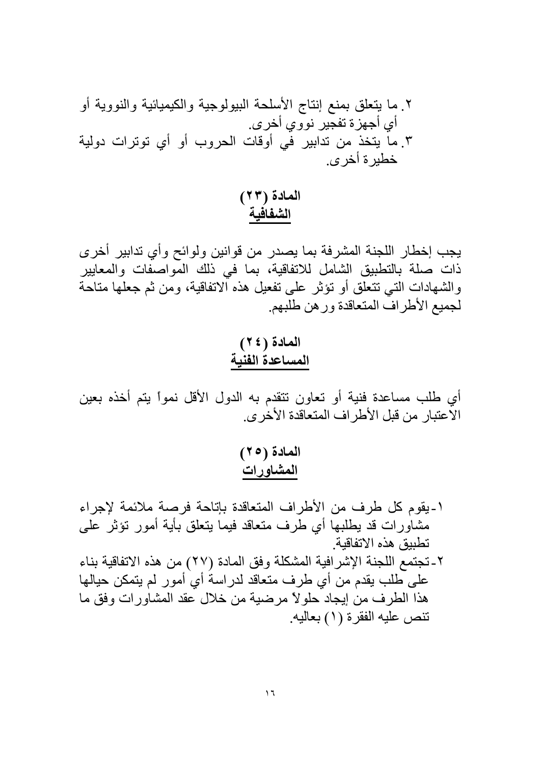٢. ما يتعلق بمنع إنتاج الأسلحة البيولوجية والكيميائية والنووية أو أي أجهزة تفجير نووي أخرى.
٣. ما يتخذ من تدابير في أوقات الحروب أو أي توترات دولية خطيرة أخرى.

## المادة (٢٣)
## الشفافية

يجب إخطار اللجنة المشرفة بما يصدر من قوانين ولوائح وأي تدابير أخرى ذات صلة بالتطبيق الشامل للاتفاقية، بما في ذلك المواصفات والمعايير والشهادات التي تتعلق أو تؤثر على تفعيل هذه الاتفاقية، ومن ثم جعلها متاحة لجميع الأطراف المتعاقدة ورهن طلبهم.

## المادة (٢٤)
## المساعدة الفنية

أي طلب مساعدة فنية أو تعاون تتقدم به الدول الأقل نمواً يتم أخذه بعين الاعتبار من قبل الأطراف المتعاقدة الأخرى.

## المادة (٢٥)
## المشاورات

١- يقوم كل طرف من الأطراف المتعاقدة بإتاحة فرصة ملائمة لإجراء مشاورات قد يطلبها أي طرف متعاقد فيما يتعلق بأية أمور تؤثر على تطبيق هذه الاتفاقية.
٢- تجتمع اللجنة الإشرافية المشكلة وفق المادة (٢٧) من هذه الاتفاقية بناء على طلب يقدم من أي طرف متعاقد لدراسة أي أمور لم يتمكن حيالها هذا الطرف من إيجاد حلولاً مرضية من خلال عقد المشاورات وفق ما تنص عليه الفقرة (١) بعاليه.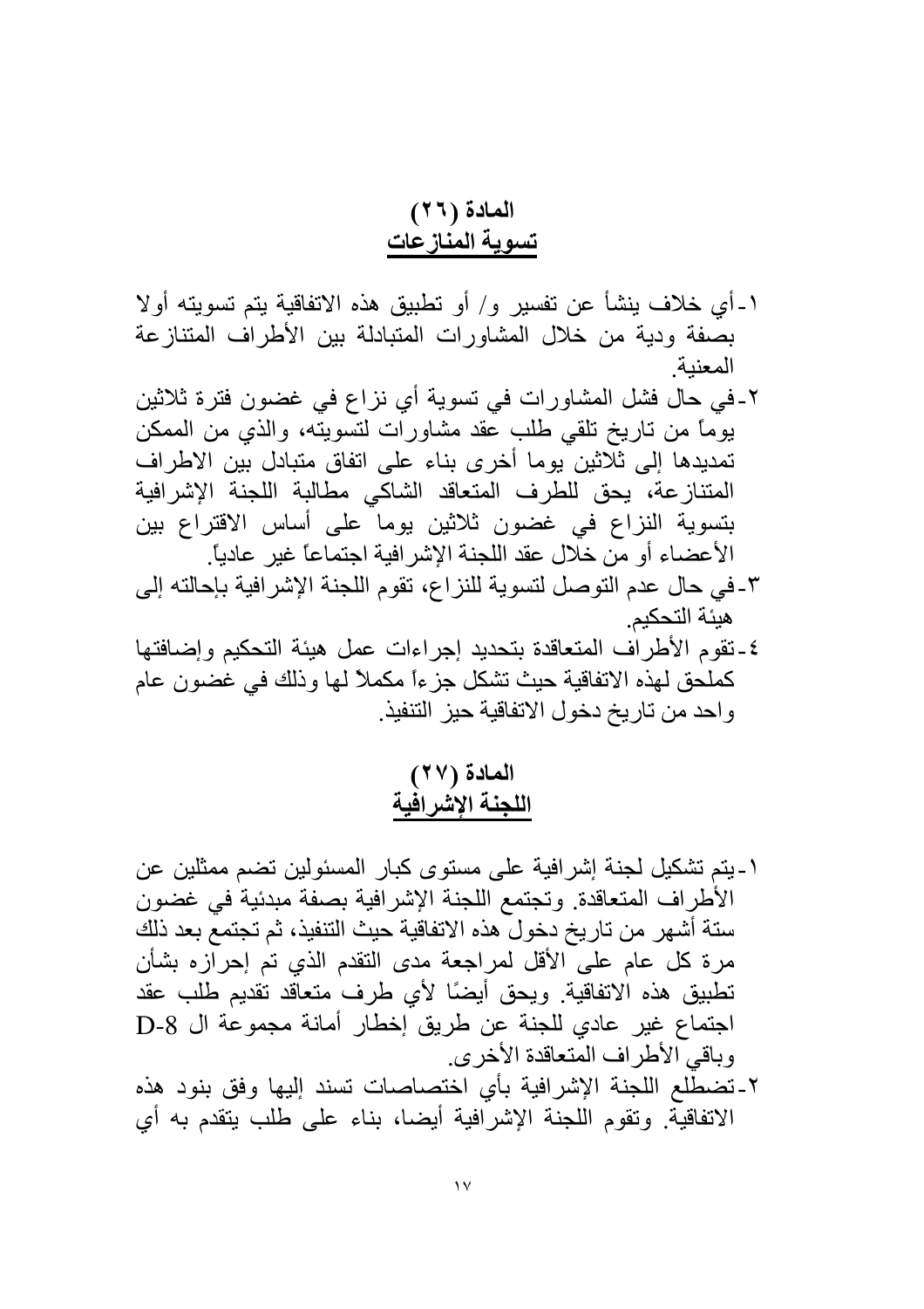## المادة (٢٦)
## تسوية المنازعات

١- أي خلاف ينشأ عن تفسير و/ أو تطبيق هذه الاتفاقية يتم تسويته أولا بصفة ودية من خلال المشاورات المتبادلة بين الأطراف المتنازعة المعنية.

٢- في حال فشل المشاورات في تسوية أي نزاع في غضون فترة ثلاثين يوماً من تاريخ تلقي طلب عقد مشاورات لتسويته، والذي من الممكن تمديدها إلى ثلاثين يوما أخرى بناء على اتفاق متبادل بين الاطراف المتنازعة، يحق للطرف المتعاقد الشاكي مطالبة اللجنة الإشرافية بتسوية النزاع في غضون ثلاثين يوما على أساس الاقتراع بين الأعضاء أو من خلال عقد اللجنة الإشرافية اجتماعاً غير عادياً.

٣- في حال عدم التوصل لتسوية للنزاع، تقوم اللجنة الإشرافية بإحالته إلى هيئة التحكيم.

٤- تقوم الأطراف المتعاقدة بتحديد إجراءات عمل هيئة التحكيم وإضافتها كملحق لهذه الاتفاقية حيث تشكل جزءاً مكملاً لها وذلك في غضون عام واحد من تاريخ دخول الاتفاقية حيز التنفيذ.

## المادة (٢٧)
## اللجنة الإشرافية

١- يتم تشكيل لجنة إشرافية على مستوى كبار المسئولين تضم ممثلين عن الأطراف المتعاقدة. وتجتمع اللجنة الإشرافية بصفة مبدئية في غضون ستة أشهر من تاريخ دخول هذه الاتفاقية حيث التنفيذ، ثم تجتمع بعد ذلك مرة كل عام على الأقل لمراجعة مدى التقدم الذي تم إحرازه بشأن تطبيق هذه الاتفاقية. ويحق أيضًا لأي طرف متعاقد تقديم طلب عقد اجتماع غير عادي للجنة عن طريق إخطار أمانة مجموعة ال D-8 وباقي الأطراف المتعاقدة الأخرى.

٢- تضطلع اللجنة الإشرافية بأي اختصاصات تسند إليها وفق بنود هذه الاتفاقية. وتقوم اللجنة الإشرافية أيضا، بناء على طلب يتقدم به أي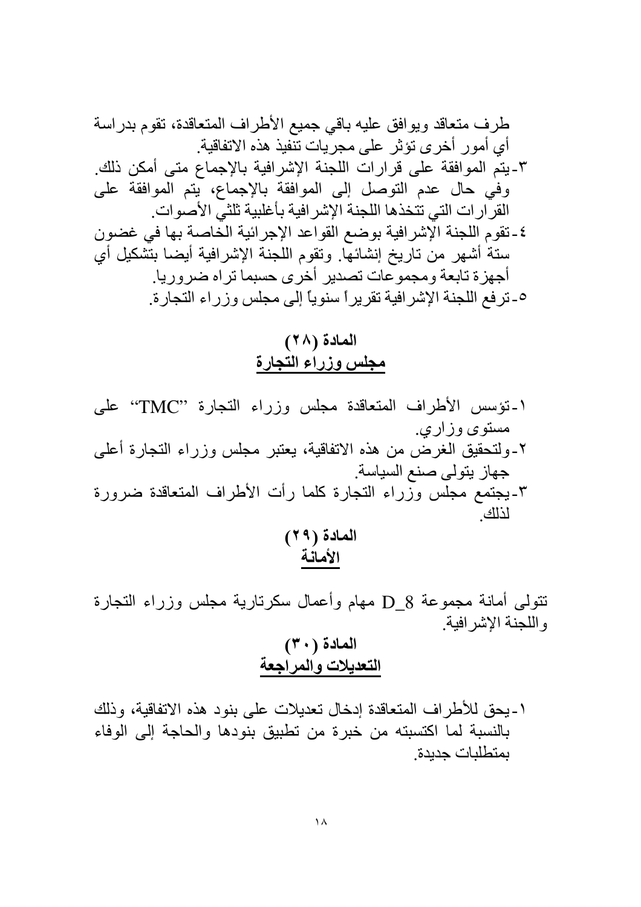طرف متعاقد ويوافق عليه باقي جميع الأطراف المتعاقدة، تقوم بدراسة أي أمور أخرى تؤثر على مجريات تنفيذ هذه الاتفاقية.

٣-يتم الموافقة على قرارات اللجنة الإشرافية بالإجماع متى أمكن ذلك. وفي حال عدم التوصل إلى الموافقة بالإجماع، يتم الموافقة على القرارات التي تتخذها اللجنة الإشرافية بأغلبية ثلثي الأصوات.

٤-تقوم اللجنة الإشرافية بوضع القواعد الإجرائية الخاصة بها في غضون ستة أشهر من تاريخ إنشائها. وتقوم اللجنة الإشرافية أيضا بتشكيل أي أجهزة تابعة ومجموعات تصدير أخرى حسبما تراه ضروريا.

٥-ترفع اللجنة الإشرافية تقريراً سنوياً إلى مجلس وزراء التجارة.

## المادة (٢٨)
## مجلس وزراء التجارة

١-تؤسس الأطراف المتعاقدة مجلس وزراء التجارة "TMC" على مستوى وزاري.

٢-ولتحقيق الغرض من هذه الاتفاقية، يعتبر مجلس وزراء التجارة أعلى جهاز يتولى صنع السياسة.

٣-يجتمع مجلس وزراء التجارة كلما رأت الأطراف المتعاقدة ضرورة لذلك.

## المادة (٢٩)
## الأمانة

تتولى أمانة مجموعة D_8 مهام وأعمال سكرتارية مجلس وزراء التجارة واللجنة الإشرافية.

## المادة (٣٠)
## التعديلات والمراجعة

١-يحق للأطراف المتعاقدة إدخال تعديلات على بنود هذه الاتفاقية، وذلك بالنسبة لما اكتسبته من خبرة من تطبيق بنودها والحاجة إلى الوفاء بمتطلبات جديدة.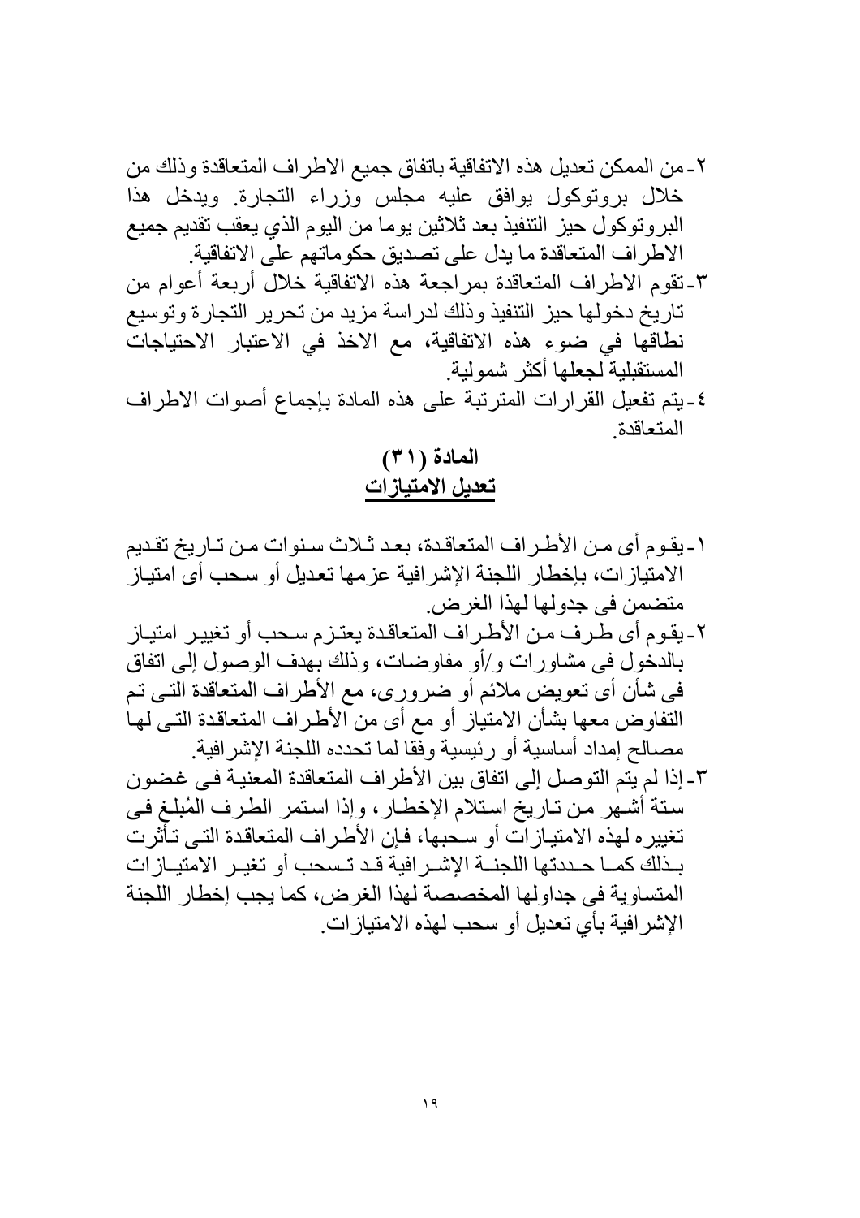٢- من الممكن تعديل هذه الاتفاقية باتفاق جميع الاطراف المتعاقدة وذلك من خلال بروتوكول يوافق عليه مجلس وزراء التجارة. ويدخل هذا البروتوكول حيز التنفيذ بعد ثلاثين يوما من اليوم الذي يعقب تقديم جميع الاطراف المتعاقدة ما يدل على تصديق حكوماتهم على الاتفاقية.

٣- تقوم الاطراف المتعاقدة بمراجعة هذه الاتفاقية خلال أربعة أعوام من تاريخ دخولها حيز التنفيذ وذلك لدراسة مزيد من تحرير التجارة وتوسيع نطاقها في ضوء هذه الاتفاقية، مع الاخذ في الاعتبار الاحتياجات المستقبلية لجعلها أكثر شمولية.

٤- يتم تفعيل القرارات المترتبة على هذه المادة بإجماع أصوات الاطراف المتعاقدة.

## المادة (٣١)
## تعديل الامتيازات

١- يقوم أى من الأطراف المتعاقدة، بعد ثلاث سنوات من تاريخ تقديم الامتيازات، بإخطار اللجنة الإشرافية عزمها تعديل أو سحب أى امتياز متضمن فى جدولها لهذا الغرض.

٢- يقوم أى طرف من الأطراف المتعاقدة يعتزم سحب أو تغيير امتياز بالدخول فى مشاورات و/أو مفاوضات، وذلك بهدف الوصول إلى اتفاق فى شأن أى تعويض ملائم أو ضرورى، مع الأطراف المتعاقدة التى تم التفاوض معها بشأن الامتياز أو مع أى من الأطراف المتعاقدة التى لها مصالح إمداد أساسية أو رئيسية وفقا لما تحدده اللجنة الإشرافية.

٣- إذا لم يتم التوصل إلى اتفاق بين الأطراف المتعاقدة المعنية فى غضون ستة أشهر من تاريخ استلام الإخطار، وإذا استمر الطرف المُبلغ فى تغييره لهذه الامتيازات أو سحبها، فإن الأطراف المتعاقدة التى تأثرت بذلك كما حددتها اللجنة الإشرافية قد تسحب أو تغير الامتيازات المتساوية فى جداولها المخصصة لهذا الغرض، كما يجب إخطار اللجنة الإشرافية بأي تعديل أو سحب لهذه الامتيازات.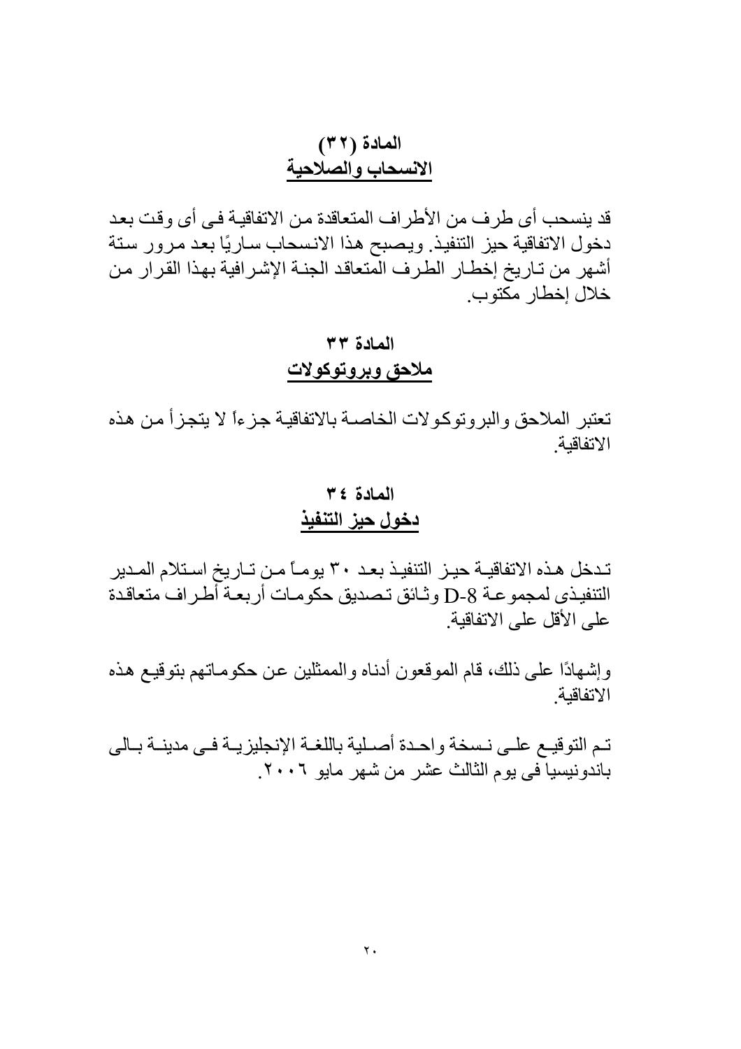## المادة (٣٢)
## الانسحاب والصلاحية

قد ينسحب أى طرف من الأطراف المتعاقدة من الاتفاقية فى أى وقت بعد دخول الاتفاقية حيز التنفيذ. ويصبح هذا الانسحاب ساريًا بعد مرور ستة أشهر من تاريخ إخطار الطرف المتعاقد الجنة الإشرافية بهذا القرار من خلال إخطار مكتوب.

## المادة ٣٣
## ملاحق وبروتوكولات

تعتبر الملاحق والبروتوكولات الخاصة بالاتفاقية جزءاً لا يتجزأ من هذه الاتفاقية.

## المادة ٣٤
## دخول حيز التنفيذ

تدخل هذه الاتفاقية حيز التنفيذ بعد ٣٠ يوماً من تاريخ استلام المدير التنفيذى لمجموعة D-8 وثائق تصديق حكومات أربعة أطراف متعاقدة على الأقل على الاتفاقية.

وإشهادًا على ذلك، قام الموقعون أدناه والممثلين عن حكوماتهم بتوقيع هذه الاتفاقية.

تم التوقيع على نسخة واحدة أصلية باللغة الإنجليزية فى مدينة بالى باندونيسيا فى يوم الثالث عشر من شهر مايو ٢٠٠٦.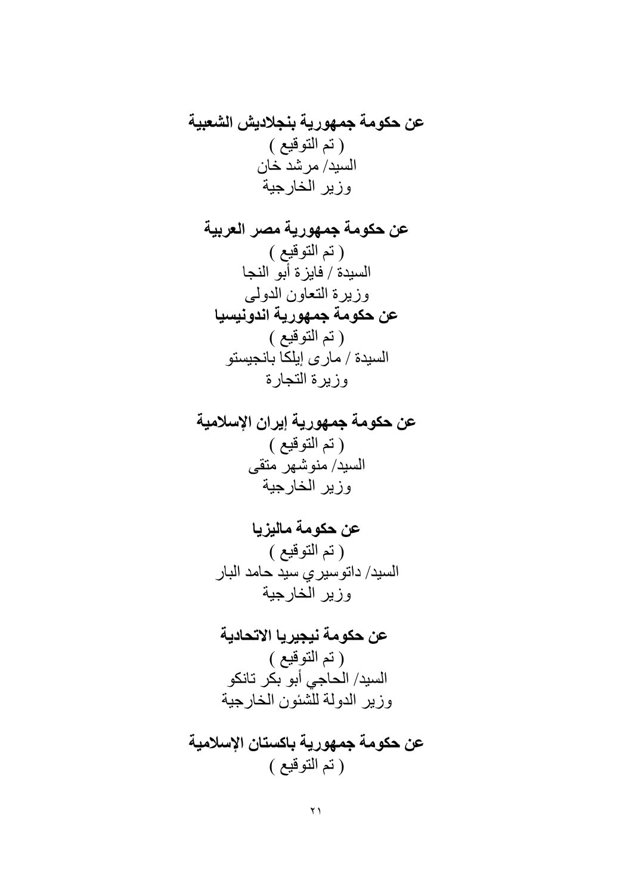**عن حكومة جمهورية بنجلاديش الشعبية**

( تم التوقيع )

السيد/ مرشد خان

وزير الخارجية

**عن حكومة جمهورية مصر العربية**

( تم التوقيع )

السيدة / فايزة أبو النجا

وزيرة التعاون الدولى

**عن حكومة جمهورية اندونيسيا**

( تم التوقيع )

السيدة / مارى إيلكا بانجيستو

وزيرة التجارة

**عن حكومة جمهورية إيران الإسلامية**

( تم التوقيع )

السيد/ منوشهر متقى

وزير الخارجية

**عن حكومة ماليزيا**

( تم التوقيع )

السيد/ داتوسيري سيد حامد البار

وزير الخارجية

**عن حكومة نيجيريا الاتحادية**

( تم التوقيع )

السيد/ الحاجي أبو بكر تانكو

وزير الدولة للشئون الخارجية

**عن حكومة جمهورية باكستان الإسلامية**

( تم التوقيع )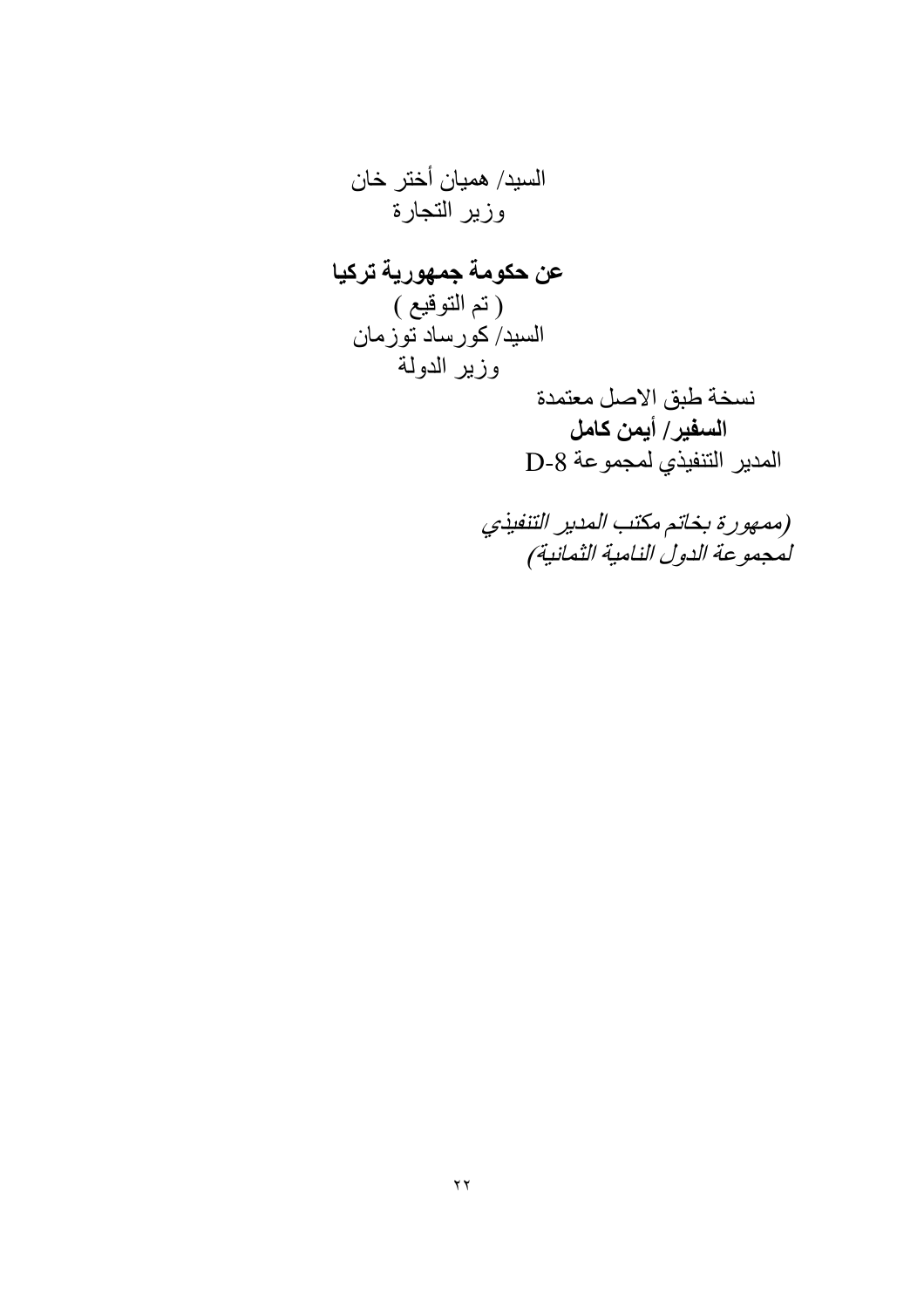السيد/ هميان أختر خان
وزير التجارة

**عن حكومة جمهورية تركيا**
( تم التوقيع )
السيد/ كورساد توزمان
وزير الدولة

نسخة طبق الاصل معتمدة
**السفير/ أيمن كامل**
المدير التنفيذي لمجموعة D-8

*(ممهورة بخاتم مكتب المدير التنفيذي*
*لمجموعة الدول النامية الثمانية)*